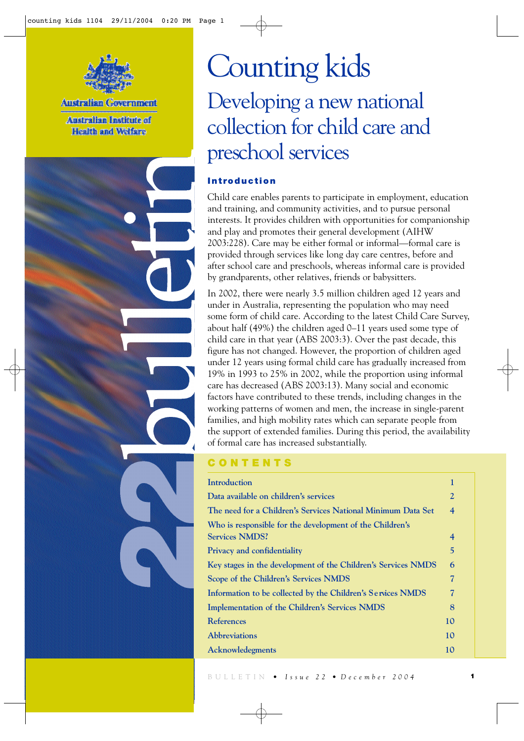Australian Government

Australian Institute of Health and Welfare

# Counting kids

## Developing a new national collection for child care and preschool services

### Introduction

Child care enables parents to participate in employment, education and training, and community activities, and to pursue personal interests. It provides children with opportunities for companionship and play and promotes their general development (AIHW 2003:228). Care may be either formal or informal—formal care is provided through services like long day care centres, before and after school care and preschools, whereas informal care is provided by grandparents, other relatives, friends or babysitters.

In 2002, there were nearly 3.5 million children aged 12 years and under in Australia, representing the population who may need some form of child care. According to the latest Child Care Survey, about half (49%) the children aged 0–11 years used some type of child care in that year (ABS 2003:3). Over the past decade, this figure has not changed. However, the proportion of children aged under 12 years using formal child care has gradually increased from 19% in 1993 to 25% in 2002, while the proportion using informal care has decreased (ABS 2003:13). Many social and economic factors have contributed to these trends, including changes in the working patterns of women and men, the increase in single-parent families, and high mobility rates which can separate people from the support of extended families. During this period, the availability of formal care has increased substantially.

bulletin 22

### CONTENTS

| | |
|---|---|
| Introduction | 1 |
| Data available on children's services | 2 |
| The need for a Children's Services National Minimum Data Set | 4 |
| Who is responsible for the development of the Children's Services NMDS? | 4 |
| Privacy and confidentiality | 5 |
| Key stages in the development of the Children's Services NMDS | 6 |
| Scope of the Children's Services NMDS | 7 |
| Information to be collected by the Children's Services NMDS | 7 |
| Implementation of the Children's Services NMDS | 8 |
| References | 10 |
| Abbreviations | 10 |
| Acknowledgements | 10 |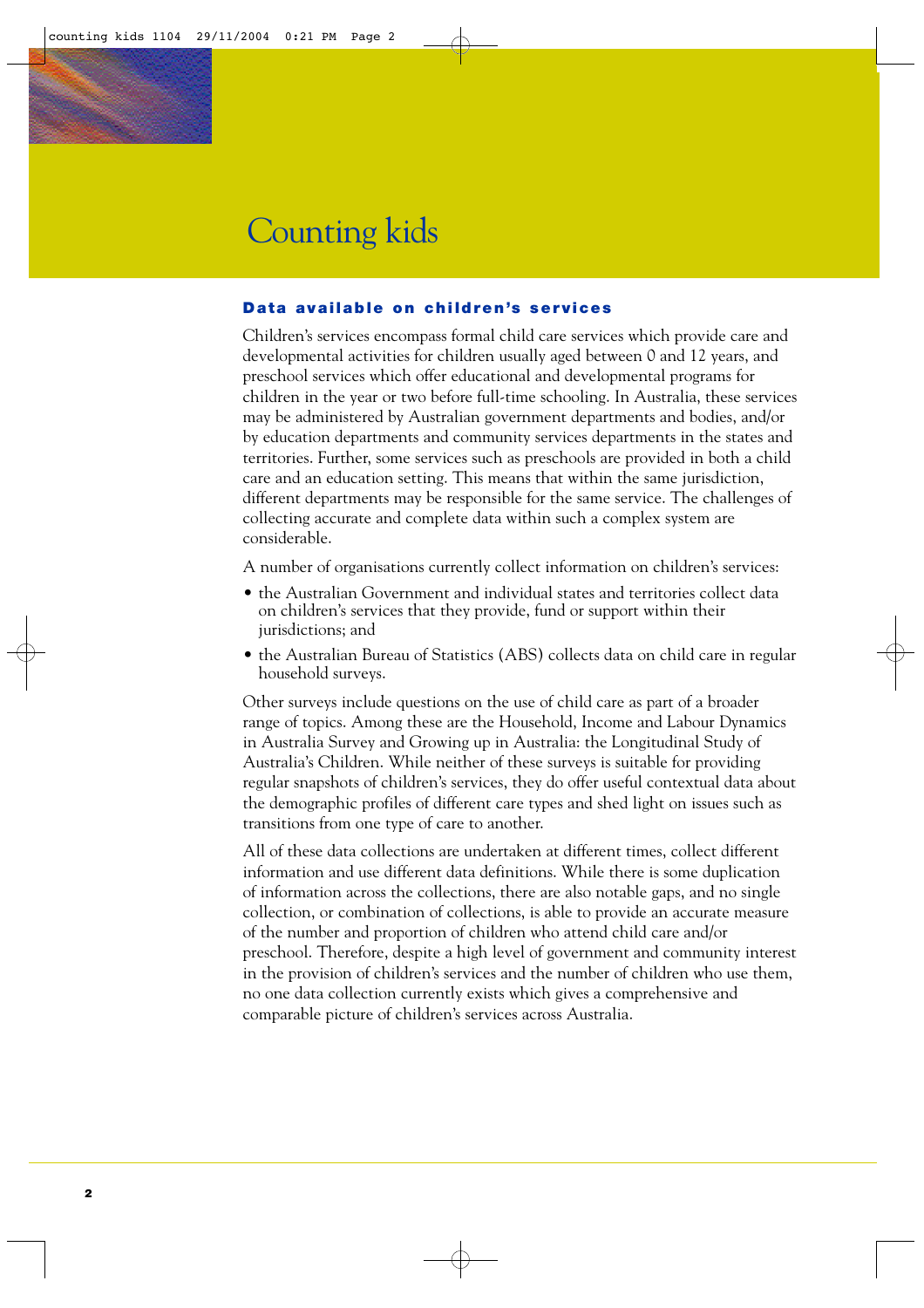# Counting kids

## Data available on children's services

Children's services encompass formal child care services which provide care and developmental activities for children usually aged between 0 and 12 years, and preschool services which offer educational and developmental programs for children in the year or two before full-time schooling. In Australia, these services may be administered by Australian government departments and bodies, and/or by education departments and community services departments in the states and territories. Further, some services such as preschools are provided in both a child care and an education setting. This means that within the same jurisdiction, different departments may be responsible for the same service. The challenges of collecting accurate and complete data within such a complex system are considerable.

A number of organisations currently collect information on children's services:

- the Australian Government and individual states and territories collect data on children's services that they provide, fund or support within their jurisdictions; and
- the Australian Bureau of Statistics (ABS) collects data on child care in regular household surveys.

Other surveys include questions on the use of child care as part of a broader range of topics. Among these are the Household, Income and Labour Dynamics in Australia Survey and Growing up in Australia: the Longitudinal Study of Australia's Children. While neither of these surveys is suitable for providing regular snapshots of children's services, they do offer useful contextual data about the demographic profiles of different care types and shed light on issues such as transitions from one type of care to another.

All of these data collections are undertaken at different times, collect different information and use different data definitions. While there is some duplication of information across the collections, there are also notable gaps, and no single collection, or combination of collections, is able to provide an accurate measure of the number and proportion of children who attend child care and/or preschool. Therefore, despite a high level of government and community interest in the provision of children's services and the number of children who use them, no one data collection currently exists which gives a comprehensive and comparable picture of children's services across Australia.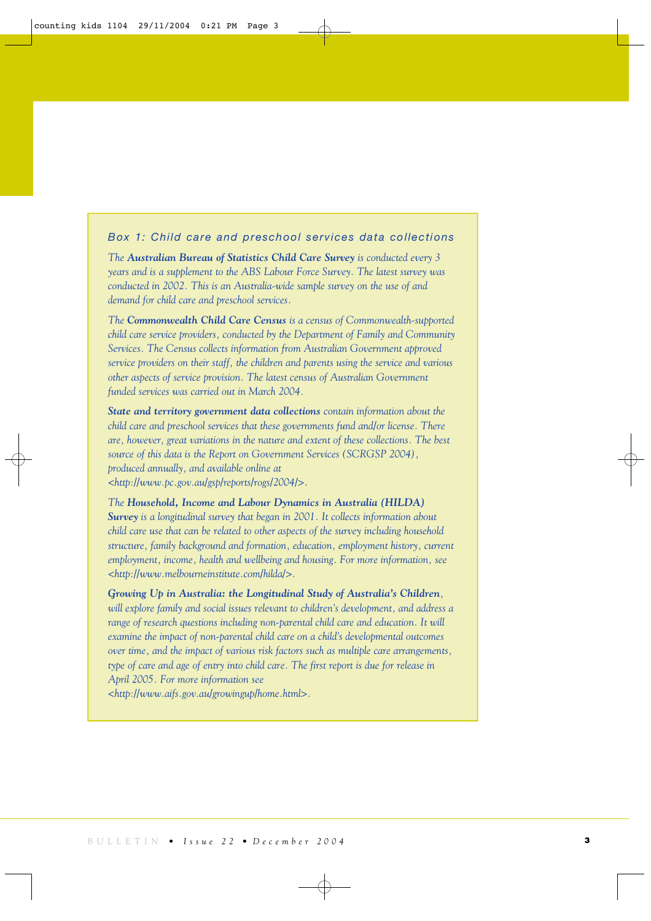### Box 1: Child care and preschool services data collections

*The **Australian Bureau of Statistics Child Care Survey** is conducted every 3 years and is a supplement to the ABS Labour Force Survey. The latest survey was conducted in 2002. This is an Australia-wide sample survey on the use of and demand for child care and preschool services.*

*The **Commonwealth Child Care Census** is a census of Commonwealth-supported child care service providers, conducted by the Department of Family and Community Services. The Census collects information from Australian Government approved service providers on their staff, the children and parents using the service and various other aspects of service provision. The latest census of Australian Government funded services was carried out in March 2004.*

***State and territory government data collections** contain information about the child care and preschool services that these governments fund and/or license. There are, however, great variations in the nature and extent of these collections. The best source of this data is the Report on Government Services (SCRGSP 2004), produced annually, and available online at <http://www.pc.gov.au/gsp/reports/rogs/2004/>.*

*The **Household, Income and Labour Dynamics in Australia (HILDA) Survey** is a longitudinal survey that began in 2001. It collects information about child care use that can be related to other aspects of the survey including household structure, family background and formation, education, employment history, current employment, income, health and wellbeing and housing. For more information, see <http://www.melbourneinstitute.com/hilda/>.*

***Growing Up in Australia: the Longitudinal Study of Australia's Children**, will explore family and social issues relevant to children's development, and address a range of research questions including non-parental child care and education. It will examine the impact of non-parental child care on a child's developmental outcomes over time, and the impact of various risk factors such as multiple care arrangements, type of care and age of entry into child care. The first report is due for release in April 2005. For more information see <http://www.aifs.gov.au/growingup/home.html>.*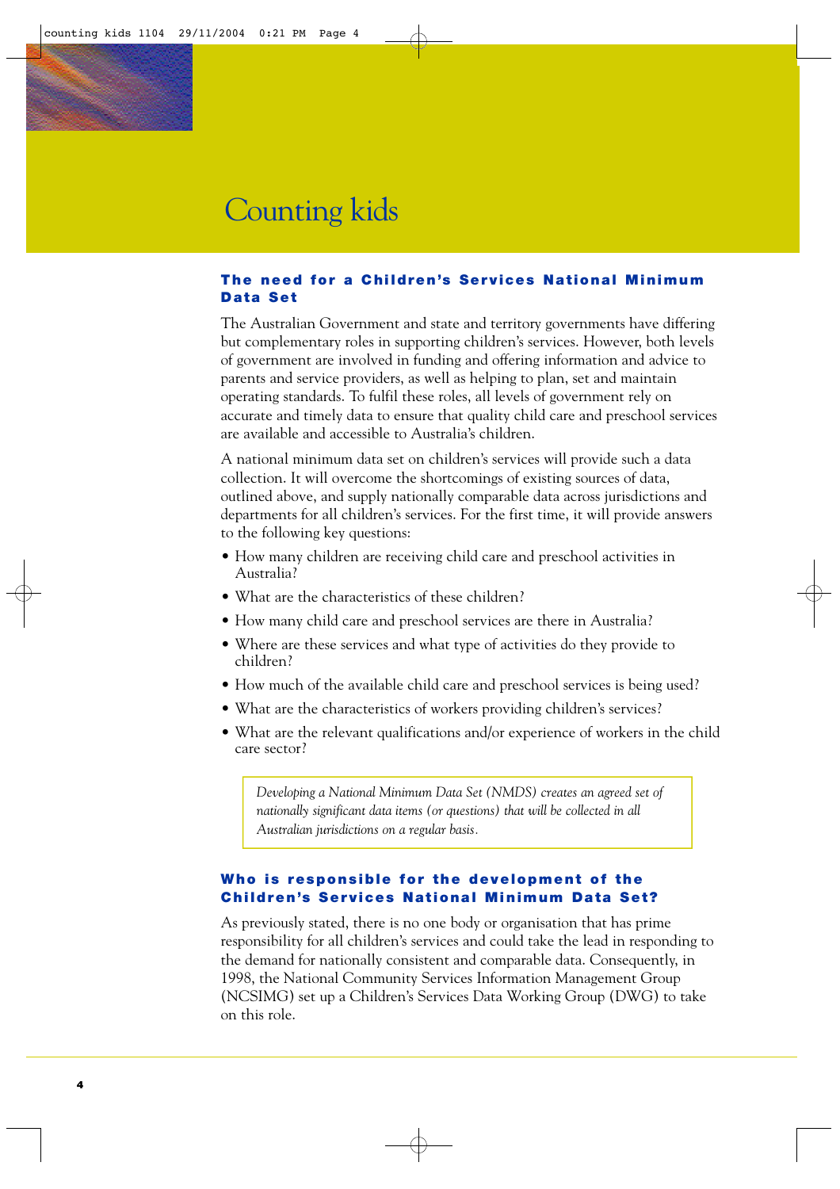# Counting kids

## The need for a Children's Services National Minimum Data Set

The Australian Government and state and territory governments have differing but complementary roles in supporting children's services. However, both levels of government are involved in funding and offering information and advice to parents and service providers, as well as helping to plan, set and maintain operating standards. To fulfil these roles, all levels of government rely on accurate and timely data to ensure that quality child care and preschool services are available and accessible to Australia's children.

A national minimum data set on children's services will provide such a data collection. It will overcome the shortcomings of existing sources of data, outlined above, and supply nationally comparable data across jurisdictions and departments for all children's services. For the first time, it will provide answers to the following key questions:

- How many children are receiving child care and preschool activities in Australia?
- What are the characteristics of these children?
- How many child care and preschool services are there in Australia?
- Where are these services and what type of activities do they provide to children?
- How much of the available child care and preschool services is being used?
- What are the characteristics of workers providing children's services?
- What are the relevant qualifications and/or experience of workers in the child care sector?

*Developing a National Minimum Data Set (NMDS) creates an agreed set of nationally significant data items (or questions) that will be collected in all Australian jurisdictions on a regular basis.*

## Who is responsible for the development of the Children's Services National Minimum Data Set?

As previously stated, there is no one body or organisation that has prime responsibility for all children's services and could take the lead in responding to the demand for nationally consistent and comparable data. Consequently, in 1998, the National Community Services Information Management Group (NCSIMG) set up a Children's Services Data Working Group (DWG) to take on this role.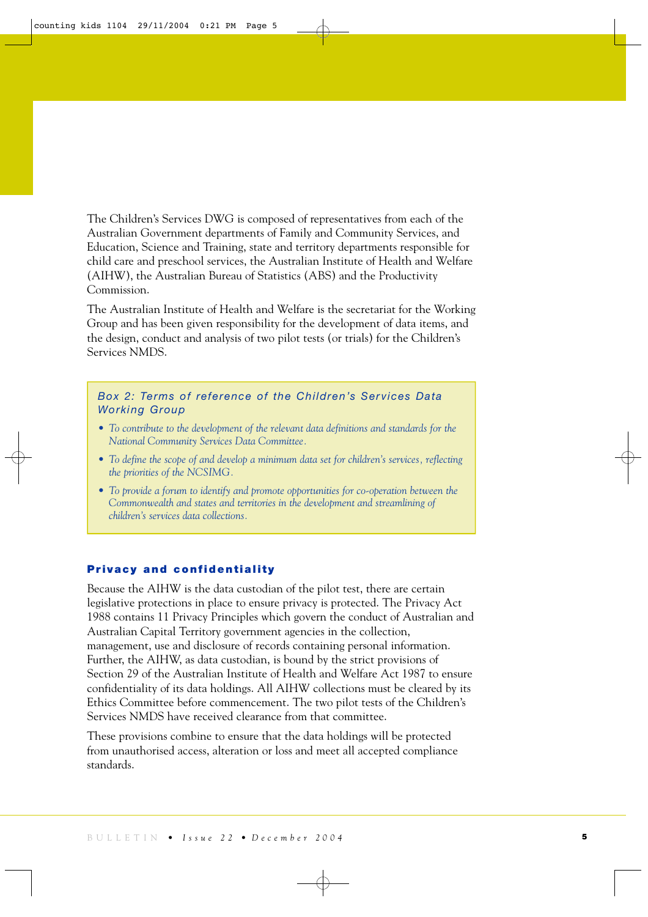The Children's Services DWG is composed of representatives from each of the Australian Government departments of Family and Community Services, and Education, Science and Training, state and territory departments responsible for child care and preschool services, the Australian Institute of Health and Welfare (AIHW), the Australian Bureau of Statistics (ABS) and the Productivity Commission.

The Australian Institute of Health and Welfare is the secretariat for the Working Group and has been given responsibility for the development of data items, and the design, conduct and analysis of two pilot tests (or trials) for the Children's Services NMDS.

> *Box 2: Terms of reference of the Children's Services Data Working Group*
>
> - *To contribute to the development of the relevant data definitions and standards for the National Community Services Data Committee.*
> - *To define the scope of and develop a minimum data set for children's services, reflecting the priorities of the NCSIMG.*
> - *To provide a forum to identify and promote opportunities for co-operation between the Commonwealth and states and territories in the development and streamlining of children's services data collections.*

## Privacy and confidentiality

Because the AIHW is the data custodian of the pilot test, there are certain legislative protections in place to ensure privacy is protected. The Privacy Act 1988 contains 11 Privacy Principles which govern the conduct of Australian and Australian Capital Territory government agencies in the collection, management, use and disclosure of records containing personal information. Further, the AIHW, as data custodian, is bound by the strict provisions of Section 29 of the Australian Institute of Health and Welfare Act 1987 to ensure confidentiality of its data holdings. All AIHW collections must be cleared by its Ethics Committee before commencement. The two pilot tests of the Children's Services NMDS have received clearance from that committee.

These provisions combine to ensure that the data holdings will be protected from unauthorised access, alteration or loss and meet all accepted compliance standards.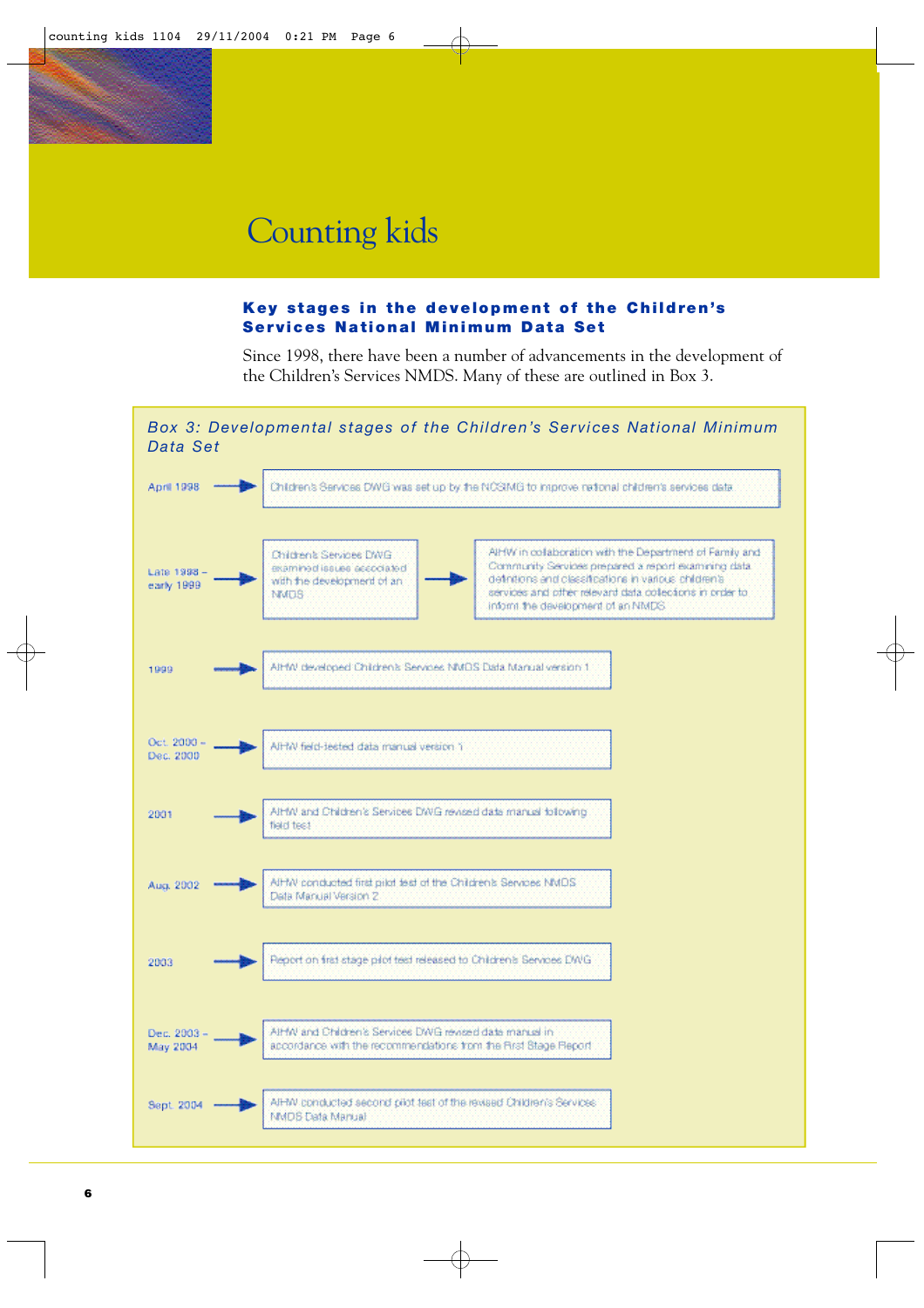# Counting kids

## Key stages in the development of the Children's Services National Minimum Data Set

Since 1998, there have been a number of advancements in the development of the Children's Services NMDS. Many of these are outlined in Box 3.

### Box 3: Developmental stages of the Children's Services National Minimum Data Set

| Date | Stage |
|---|---|
| April 1998 | Children's Services DWG was set up by the NCSIMG to improve national children's services data |
| Late 1998 – early 1999 | Children's Services DWG examined issues associated with the development of an NMDS → AIHW in collaboration with the Department of Family and Community Services prepared a report examining data definitions and classifications in various children's services and other relevant data collections in order to inform the development of an NMDS |
| 1999 | AIHW developed Children's Services NMDS Data Manual version 1 |
| Oct. 2000 – Dec. 2000 | AIHW field-tested data manual version 1 |
| 2001 | AIHW and Children's Services DWG revised data manual following field test |
| Aug. 2002 | AIHW conducted first pilot test of the Children's Services NMDS Data Manual Version 2 |
| 2003 | Report on first stage pilot test released to Children's Services DWG |
| Dec. 2003 – May 2004 | AIHW and Children's Services DWG revised data manual in accordance with the recommendations from the First Stage Report |
| Sept. 2004 | AIHW conducted second pilot test of the revised Children's Services NMDS Data Manual |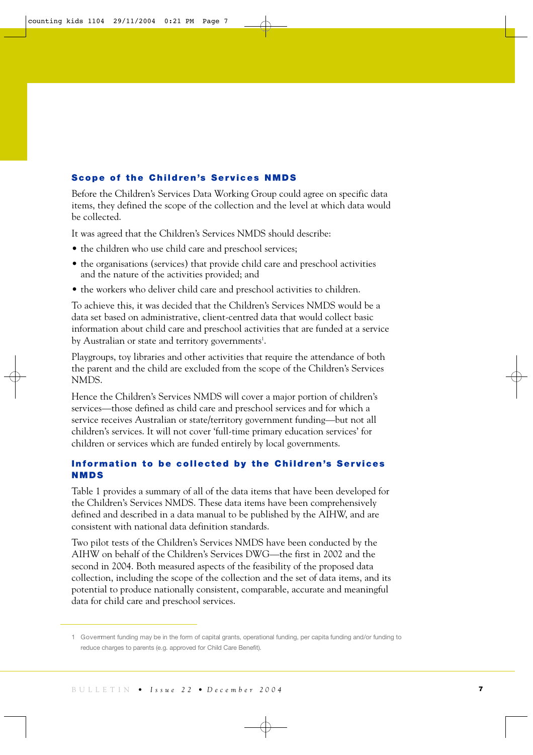### Scope of the Children's Services NMDS

Before the Children's Services Data Working Group could agree on specific data items, they defined the scope of the collection and the level at which data would be collected.

It was agreed that the Children's Services NMDS should describe:

- the children who use child care and preschool services;
- the organisations (services) that provide child care and preschool activities and the nature of the activities provided; and
- the workers who deliver child care and preschool activities to children.

To achieve this, it was decided that the Children's Services NMDS would be a data set based on administrative, client-centred data that would collect basic information about child care and preschool activities that are funded at a service by Australian or state and territory governments[1].

Playgroups, toy libraries and other activities that require the attendance of both the parent and the child are excluded from the scope of the Children's Services NMDS.

Hence the Children's Services NMDS will cover a major portion of children's services—those defined as child care and preschool services and for which a service receives Australian or state/territory government funding—but not all children's services. It will not cover 'full-time primary education services' for children or services which are funded entirely by local governments.

### Information to be collected by the Children's Services NMDS

Table 1 provides a summary of all of the data items that have been developed for the Children's Services NMDS. These data items have been comprehensively defined and described in a data manual to be published by the AIHW, and are consistent with national data definition standards.

Two pilot tests of the Children's Services NMDS have been conducted by the AIHW on behalf of the Children's Services DWG—the first in 2002 and the second in 2004. Both measured aspects of the feasibility of the proposed data collection, including the scope of the collection and the set of data items, and its potential to produce nationally consistent, comparable, accurate and meaningful data for child care and preschool services.

---

1 Government funding may be in the form of capital grants, operational funding, per capita funding and/or funding to reduce charges to parents (e.g. approved for Child Care Benefit).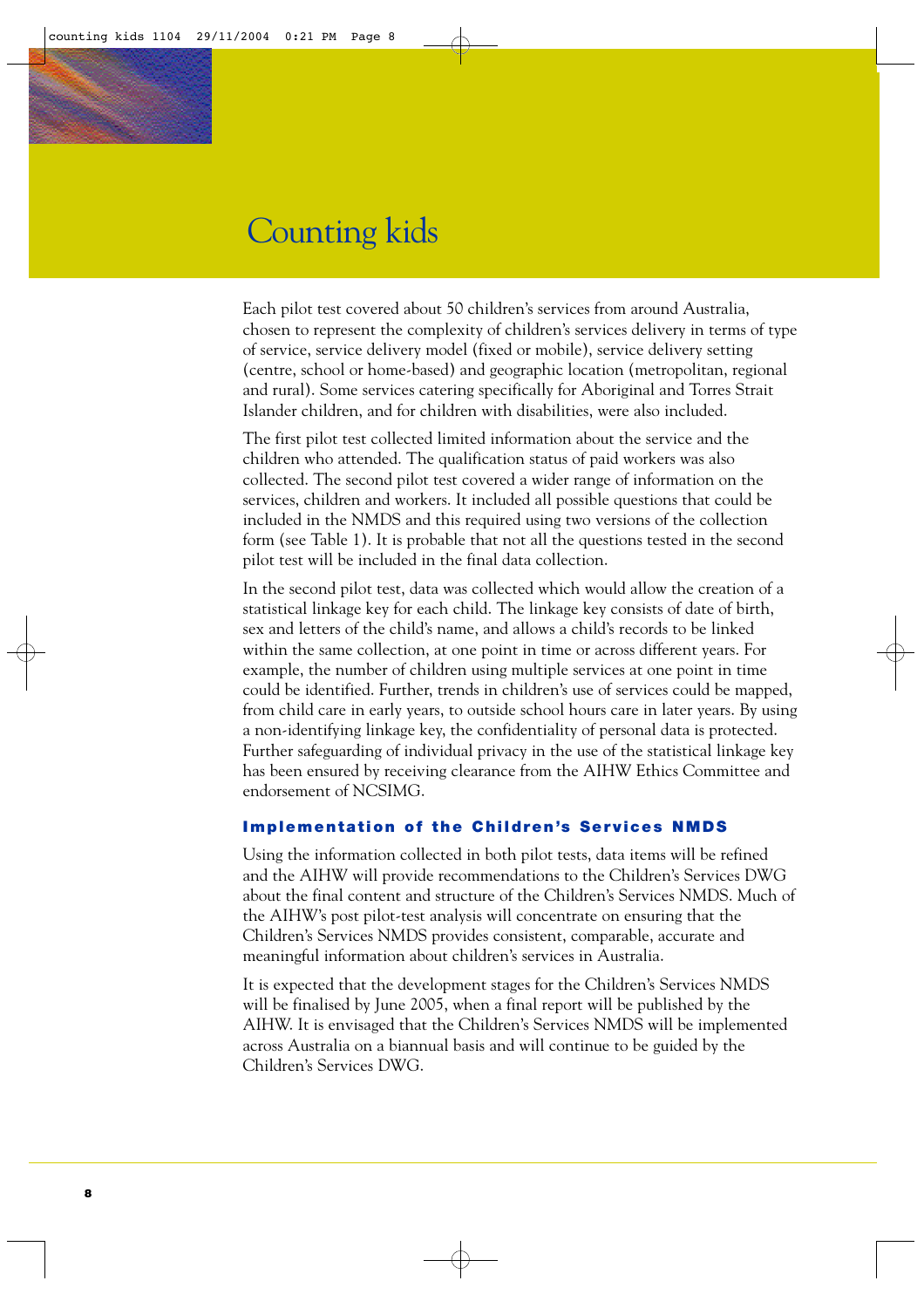Each pilot test covered about 50 children's services from around Australia, chosen to represent the complexity of children's services delivery in terms of type of service, service delivery model (fixed or mobile), service delivery setting (centre, school or home-based) and geographic location (metropolitan, regional and rural). Some services catering specifically for Aboriginal and Torres Strait Islander children, and for children with disabilities, were also included.

The first pilot test collected limited information about the service and the children who attended. The qualification status of paid workers was also collected. The second pilot test covered a wider range of information on the services, children and workers. It included all possible questions that could be included in the NMDS and this required using two versions of the collection form (see Table 1). It is probable that not all the questions tested in the second pilot test will be included in the final data collection.

In the second pilot test, data was collected which would allow the creation of a statistical linkage key for each child. The linkage key consists of date of birth, sex and letters of the child's name, and allows a child's records to be linked within the same collection, at one point in time or across different years. For example, the number of children using multiple services at one point in time could be identified. Further, trends in children's use of services could be mapped, from child care in early years, to outside school hours care in later years. By using a non-identifying linkage key, the confidentiality of personal data is protected. Further safeguarding of individual privacy in the use of the statistical linkage key has been ensured by receiving clearance from the AIHW Ethics Committee and endorsement of NCSIMG.

### Implementation of the Children's Services NMDS

Using the information collected in both pilot tests, data items will be refined and the AIHW will provide recommendations to the Children's Services DWG about the final content and structure of the Children's Services NMDS. Much of the AIHW's post pilot-test analysis will concentrate on ensuring that the Children's Services NMDS provides consistent, comparable, accurate and meaningful information about children's services in Australia.

It is expected that the development stages for the Children's Services NMDS will be finalised by June 2005, when a final report will be published by the AIHW. It is envisaged that the Children's Services NMDS will be implemented across Australia on a biannual basis and will continue to be guided by the Children's Services DWG.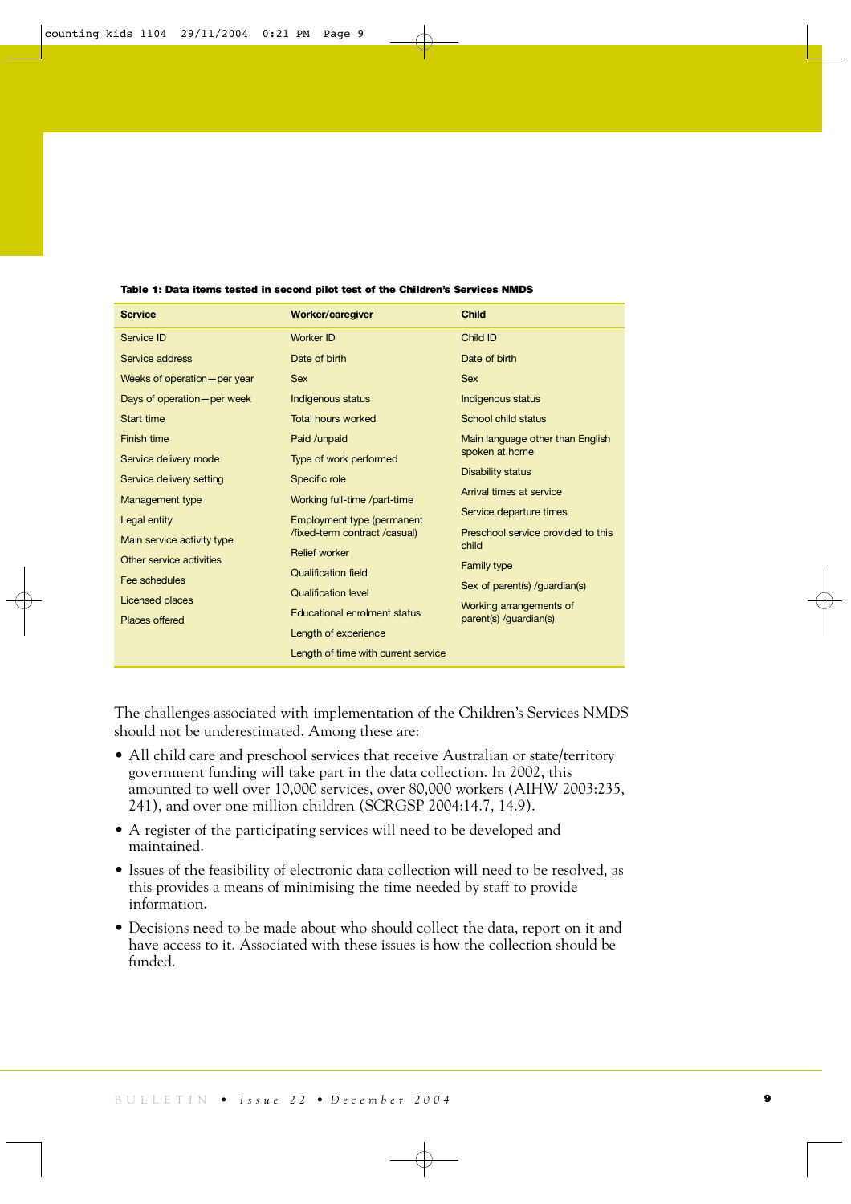**Table 1: Data items tested in second pilot test of the Children's Services NMDS**

| Service | Worker/caregiver | Child |
|---|---|---|
| Service ID | Worker ID | Child ID |
| Service address | Date of birth | Date of birth |
| Weeks of operation—per year | Sex | Sex |
| Days of operation—per week | Indigenous status | Indigenous status |
| Start time | Total hours worked | School child status |
| Finish time | Paid /unpaid | Main language other than English spoken at home |
| Service delivery mode | Type of work performed | Disability status |
| Service delivery setting | Specific role | Arrival times at service |
| Management type | Working full-time /part-time | Service departure times |
| Legal entity | Employment type (permanent /fixed-term contract /casual) | Preschool service provided to this child |
| Main service activity type | Relief worker | Family type |
| Other service activities | Qualification field | Sex of parent(s) /guardian(s) |
| Fee schedules | Qualification level | Working arrangements of parent(s) /guardian(s) |
| Licensed places | Educational enrolment status | |
| Places offered | Length of experience | |
| | Length of time with current service | |

The challenges associated with implementation of the Children's Services NMDS should not be underestimated. Among these are:

- All child care and preschool services that receive Australian or state/territory government funding will take part in the data collection. In 2002, this amounted to well over 10,000 services, over 80,000 workers (AIHW 2003:235, 241), and over one million children (SCRGSP 2004:14.7, 14.9).
- A register of the participating services will need to be developed and maintained.
- Issues of the feasibility of electronic data collection will need to be resolved, as this provides a means of minimising the time needed by staff to provide information.
- Decisions need to be made about who should collect the data, report on it and have access to it. Associated with these issues is how the collection should be funded.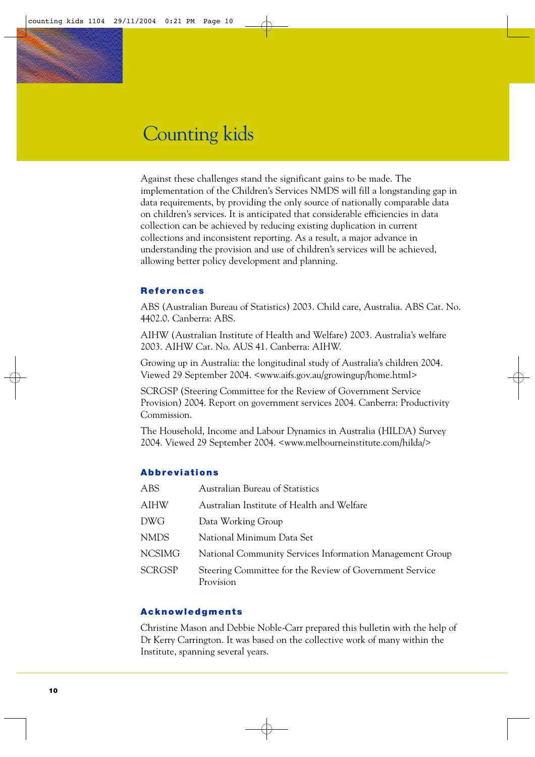# Counting kids

Against these challenges stand the significant gains to be made. The implementation of the Children's Services NMDS will fill a longstanding gap in data requirements, by providing the only source of nationally comparable data on children's services. It is anticipated that considerable efficiencies in data collection can be achieved by reducing existing duplication in current collections and inconsistent reporting. As a result, a major advance in understanding the provision and use of children's services will be achieved, allowing better policy development and planning.

## References

ABS (Australian Bureau of Statistics) 2003. Child care, Australia. ABS Cat. No. 4402.0. Canberra: ABS.

AIHW (Australian Institute of Health and Welfare) 2003. Australia's welfare 2003. AIHW Cat. No. AUS 41. Canberra: AIHW.

Growing up in Australia: the longitudinal study of Australia's children 2004. Viewed 29 September 2004. <www.aifs.gov.au/growingup/home.html>

SCRGSP (Steering Committee for the Review of Government Service Provision) 2004. Report on government services 2004. Canberra: Productivity Commission.

The Household, Income and Labour Dynamics in Australia (HILDA) Survey 2004. Viewed 29 September 2004. <www.melbourneinstitute.com/hilda/>

## Abbreviations

| | |
|---|---|
| ABS | Australian Bureau of Statistics |
| AIHW | Australian Institute of Health and Welfare |
| DWG | Data Working Group |
| NMDS | National Minimum Data Set |
| NCSIMG | National Community Services Information Management Group |
| SCRGSP | Steering Committee for the Review of Government Service Provision |

## Acknowledgments

Christine Mason and Debbie Noble-Carr prepared this bulletin with the help of Dr Kerry Carrington. It was based on the collective work of many within the Institute, spanning several years.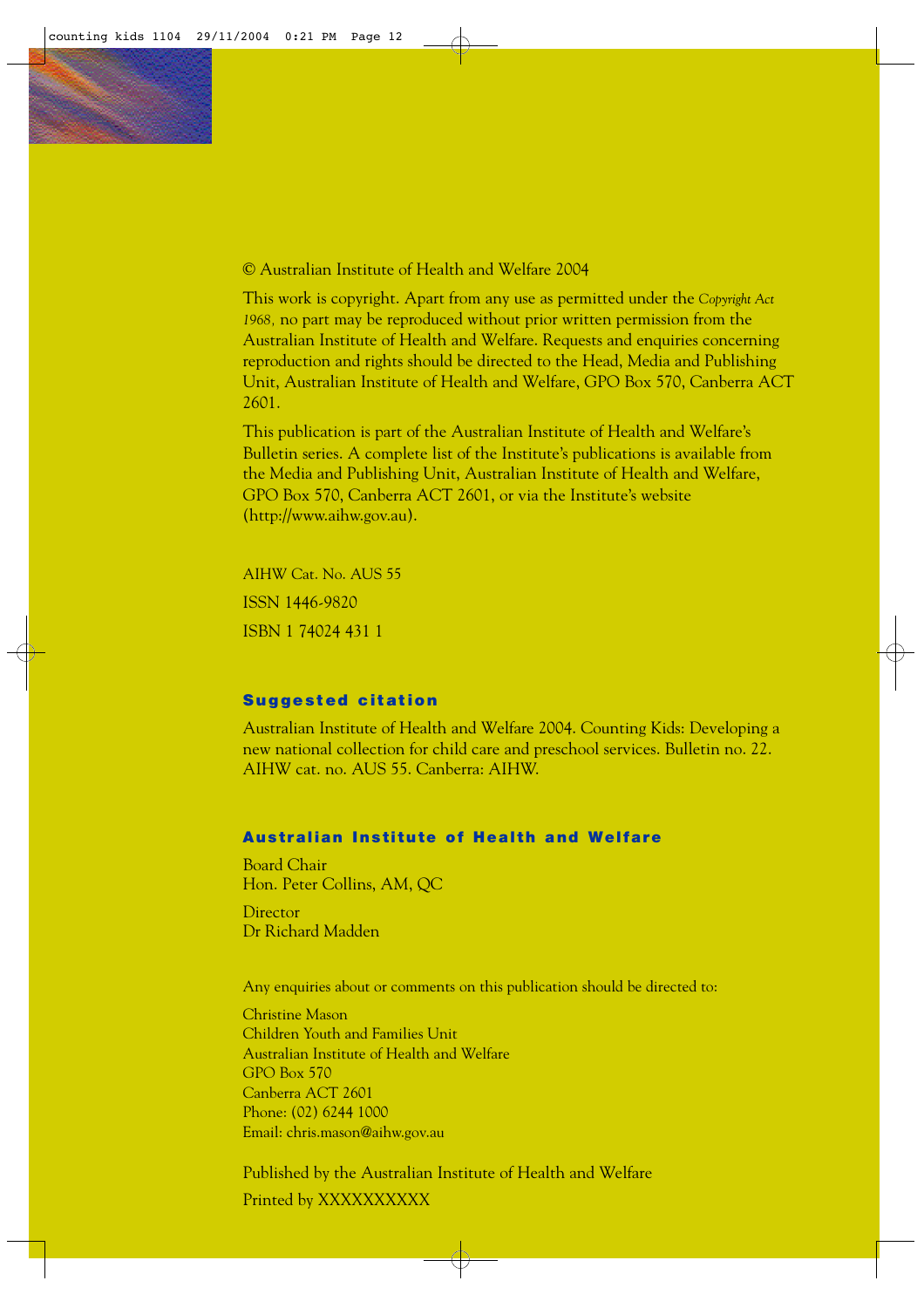© Australian Institute of Health and Welfare 2004

This work is copyright. Apart from any use as permitted under the *Copyright Act 1968,* no part may be reproduced without prior written permission from the Australian Institute of Health and Welfare. Requests and enquiries concerning reproduction and rights should be directed to the Head, Media and Publishing Unit, Australian Institute of Health and Welfare, GPO Box 570, Canberra ACT 2601.

This publication is part of the Australian Institute of Health and Welfare's Bulletin series. A complete list of the Institute's publications is available from the Media and Publishing Unit, Australian Institute of Health and Welfare, GPO Box 570, Canberra ACT 2601, or via the Institute's website (http://www.aihw.gov.au).

AIHW Cat. No. AUS 55

ISSN 1446-9820

ISBN 1 74024 431 1

### Suggested citation

Australian Institute of Health and Welfare 2004. Counting Kids: Developing a new national collection for child care and preschool services. Bulletin no. 22. AIHW cat. no. AUS 55. Canberra: AIHW.

### Australian Institute of Health and Welfare

Board Chair
Hon. Peter Collins, AM, QC

Director
Dr Richard Madden

Any enquiries about or comments on this publication should be directed to:

Christine Mason
Children Youth and Families Unit
Australian Institute of Health and Welfare
GPO Box 570
Canberra ACT 2601
Phone: (02) 6244 1000
Email: chris.mason@aihw.gov.au

Published by the Australian Institute of Health and Welfare

Printed by XXXXXXXXXX